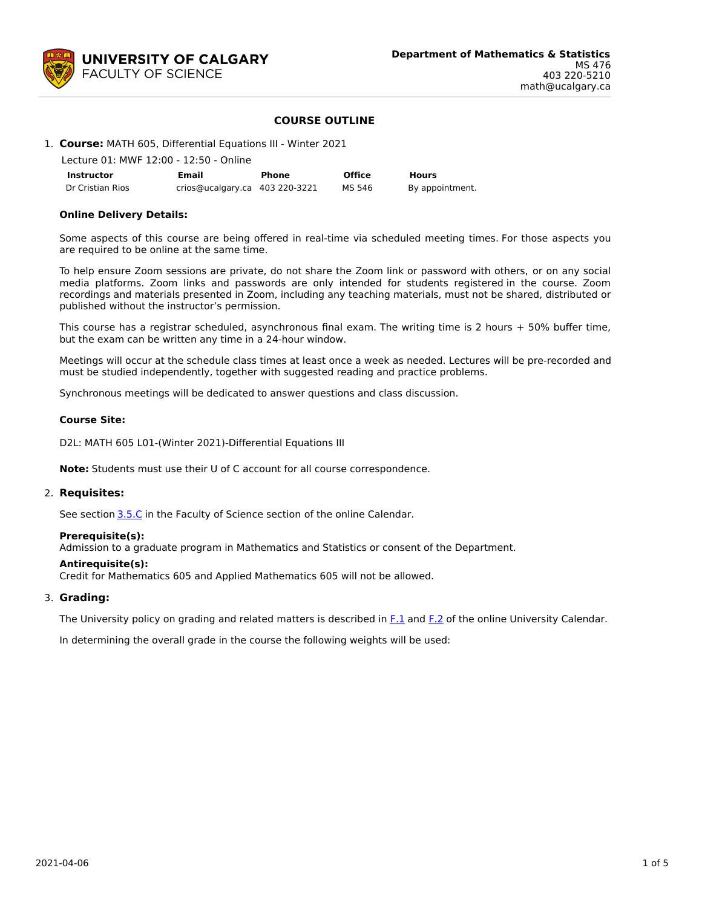**UNIVERSITY OF CALGARY**
FACULTY OF SCIENCE

**Department of Mathematics & Statistics**
MS 476
403 220-5210
math@ucalgary.ca

## COURSE OUTLINE

1. **Course:** MATH 605, Differential Equations III - Winter 2021

   Lecture 01: MWF 12:00 - 12:50 - Online

| Instructor | Email | Phone | Office | Hours |
| --- | --- | --- | --- | --- |
| Dr Cristian Rios | crios@ucalgary.ca | 403 220-3221 | MS 546 | By appointment. |

**Online Delivery Details:**

Some aspects of this course are being offered in real-time via scheduled meeting times. For those aspects you are required to be online at the same time.

To help ensure Zoom sessions are private, do not share the Zoom link or password with others, or on any social media platforms. Zoom links and passwords are only intended for students registered in the course. Zoom recordings and materials presented in Zoom, including any teaching materials, must not be shared, distributed or published without the instructor's permission.

This course has a registrar scheduled, asynchronous final exam. The writing time is 2 hours + 50% buffer time, but the exam can be written any time in a 24-hour window.

Meetings will occur at the schedule class times at least once a week as needed. Lectures will be pre-recorded and must be studied independently, together with suggested reading and practice problems.

Synchronous meetings will be dedicated to answer questions and class discussion.

**Course Site:**

D2L: MATH 605 L01-(Winter 2021)-Differential Equations III

**Note:** Students must use their U of C account for all course correspondence.

2. **Requisites:**

   See section 3.5.C in the Faculty of Science section of the online Calendar.

   **Prerequisite(s):**
   Admission to a graduate program in Mathematics and Statistics or consent of the Department.

   **Antirequisite(s):**
   Credit for Mathematics 605 and Applied Mathematics 605 will not be allowed.

3. **Grading:**

   The University policy on grading and related matters is described in F.1 and F.2 of the online University Calendar.

   In determining the overall grade in the course the following weights will be used: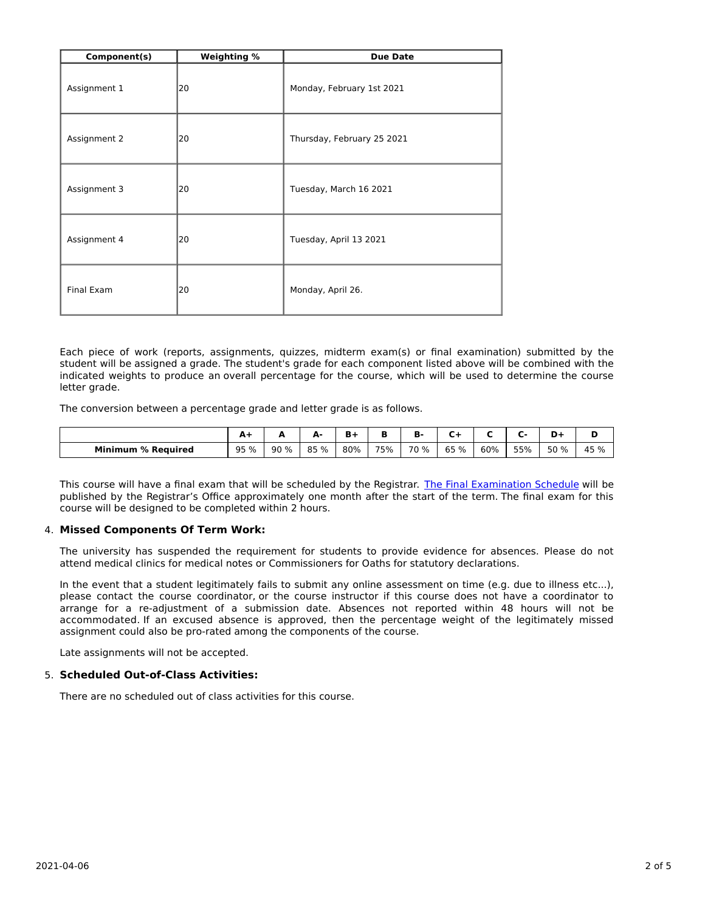| Component(s) | Weighting % | Due Date |
| --- | --- | --- |
| Assignment 1 | 20 | Monday, February 1st 2021 |
| Assignment 2 | 20 | Thursday, February 25 2021 |
| Assignment 3 | 20 | Tuesday, March 16 2021 |
| Assignment 4 | 20 | Tuesday, April 13 2021 |
| Final Exam | 20 | Monday, April 26. |

Each piece of work (reports, assignments, quizzes, midterm exam(s) or final examination) submitted by the student will be assigned a grade. The student's grade for each component listed above will be combined with the indicated weights to produce an overall percentage for the course, which will be used to determine the course letter grade.

The conversion between a percentage grade and letter grade is as follows.

| | A+ | A | A- | B+ | B | B- | C+ | C | C- | D+ | D |
| --- | --- | --- | --- | --- | --- | --- | --- | --- | --- | --- | --- |
| **Minimum % Required** | 95 % | 90 % | 85 % | 80% | 75% | 70 % | 65 % | 60% | 55% | 50 % | 45 % |

This course will have a final exam that will be scheduled by the Registrar. [The Final Examination Schedule] will be published by the Registrar's Office approximately one month after the start of the term. The final exam for this course will be designed to be completed within 2 hours.

4. **Missed Components Of Term Work:**

   The university has suspended the requirement for students to provide evidence for absences. Please do not attend medical clinics for medical notes or Commissioners for Oaths for statutory declarations.

   In the event that a student legitimately fails to submit any online assessment on time (e.g. due to illness etc...), please contact the course coordinator, or the course instructor if this course does not have a coordinator to arrange for a re-adjustment of a submission date. Absences not reported within 48 hours will not be accommodated. If an excused absence is approved, then the percentage weight of the legitimately missed assignment could also be pro-rated among the components of the course.

   Late assignments will not be accepted.

5. **Scheduled Out-of-Class Activities:**

   There are no scheduled out of class activities for this course.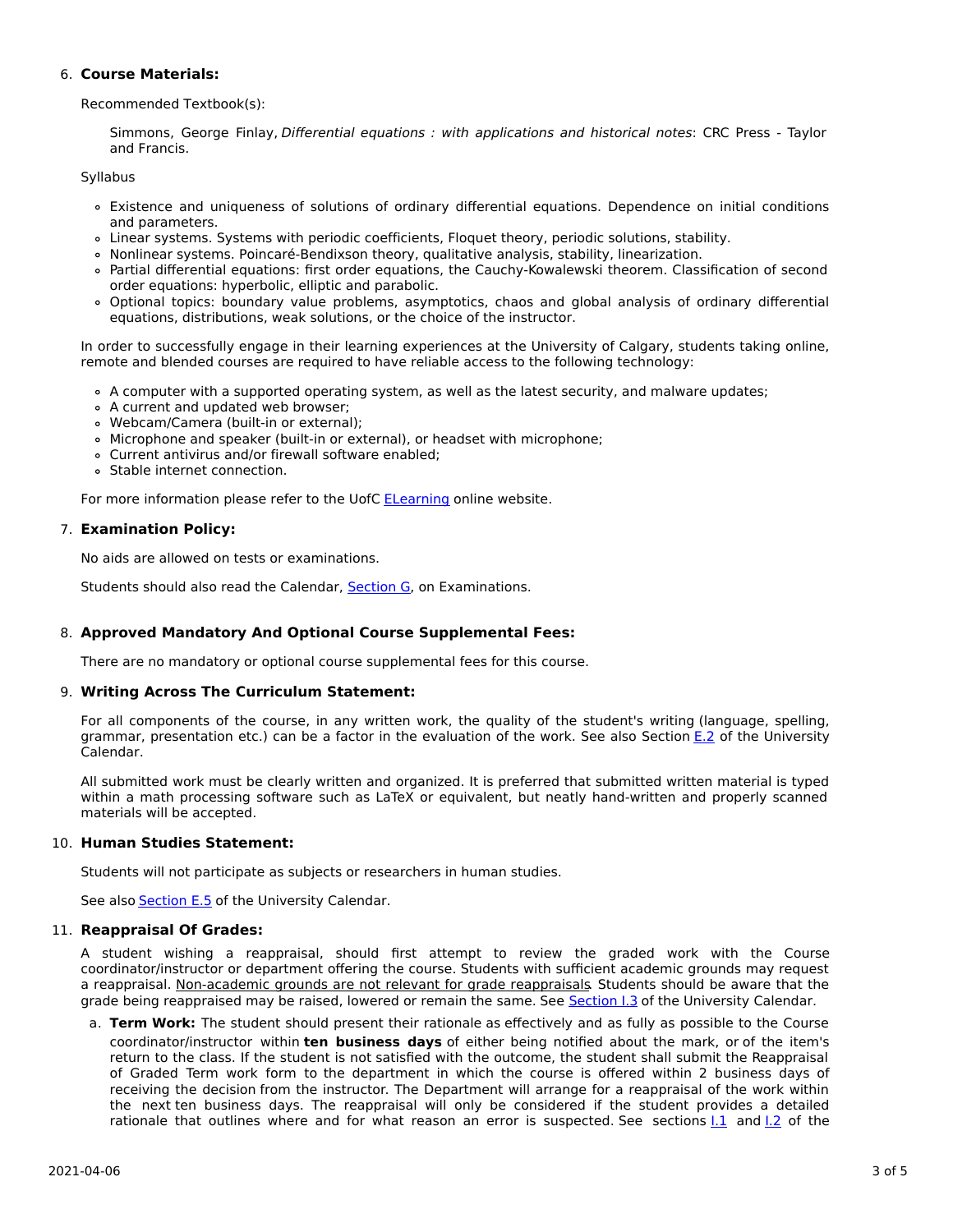6. **Course Materials:**

   Recommended Textbook(s):

   > Simmons, George Finlay, *Differential equations : with applications and historical notes*: CRC Press - Taylor and Francis.

   Syllabus

   - Existence and uniqueness of solutions of ordinary differential equations. Dependence on initial conditions and parameters.
   - Linear systems. Systems with periodic coefficients, Floquet theory, periodic solutions, stability.
   - Nonlinear systems. Poincaré-Bendixson theory, qualitative analysis, stability, linearization.
   - Partial differential equations: first order equations, the Cauchy-Kowalewski theorem. Classification of second order equations: hyperbolic, elliptic and parabolic.
   - Optional topics: boundary value problems, asymptotics, chaos and global analysis of ordinary differential equations, distributions, weak solutions, or the choice of the instructor.

   In order to successfully engage in their learning experiences at the University of Calgary, students taking online, remote and blended courses are required to have reliable access to the following technology:

   - A computer with a supported operating system, as well as the latest security, and malware updates;
   - A current and updated web browser;
   - Webcam/Camera (built-in or external);
   - Microphone and speaker (built-in or external), or headset with microphone;
   - Current antivirus and/or firewall software enabled;
   - Stable internet connection.

   For more information please refer to the UofC ELearning online website.

7. **Examination Policy:**

   No aids are allowed on tests or examinations.

   Students should also read the Calendar, Section G, on Examinations.

8. **Approved Mandatory And Optional Course Supplemental Fees:**

   There are no mandatory or optional course supplemental fees for this course.

9. **Writing Across The Curriculum Statement:**

   For all components of the course, in any written work, the quality of the student's writing (language, spelling, grammar, presentation etc.) can be a factor in the evaluation of the work. See also Section E.2 of the University Calendar.

   All submitted work must be clearly written and organized. It is preferred that submitted written material is typed within a math processing software such as LaTeX or equivalent, but neatly hand-written and properly scanned materials will be accepted.

10. **Human Studies Statement:**

    Students will not participate as subjects or researchers in human studies.

    See also Section E.5 of the University Calendar.

11. **Reappraisal Of Grades:**

    A student wishing a reappraisal, should first attempt to review the graded work with the Course coordinator/instructor or department offering the course. Students with sufficient academic grounds may request a reappraisal. Non-academic grounds are not relevant for grade reappraisals. Students should be aware that the grade being reappraised may be raised, lowered or remain the same. See Section I.3 of the University Calendar.

    a. **Term Work:** The student should present their rationale as effectively and as fully as possible to the Course coordinator/instructor within **ten business days** of either being notified about the mark, or of the item's return to the class. If the student is not satisfied with the outcome, the student shall submit the Reappraisal of Graded Term work form to the department in which the course is offered within 2 business days of receiving the decision from the instructor. The Department will arrange for a reappraisal of the work within the next ten business days. The reappraisal will only be considered if the student provides a detailed rationale that outlines where and for what reason an error is suspected. See sections I.1 and I.2 of the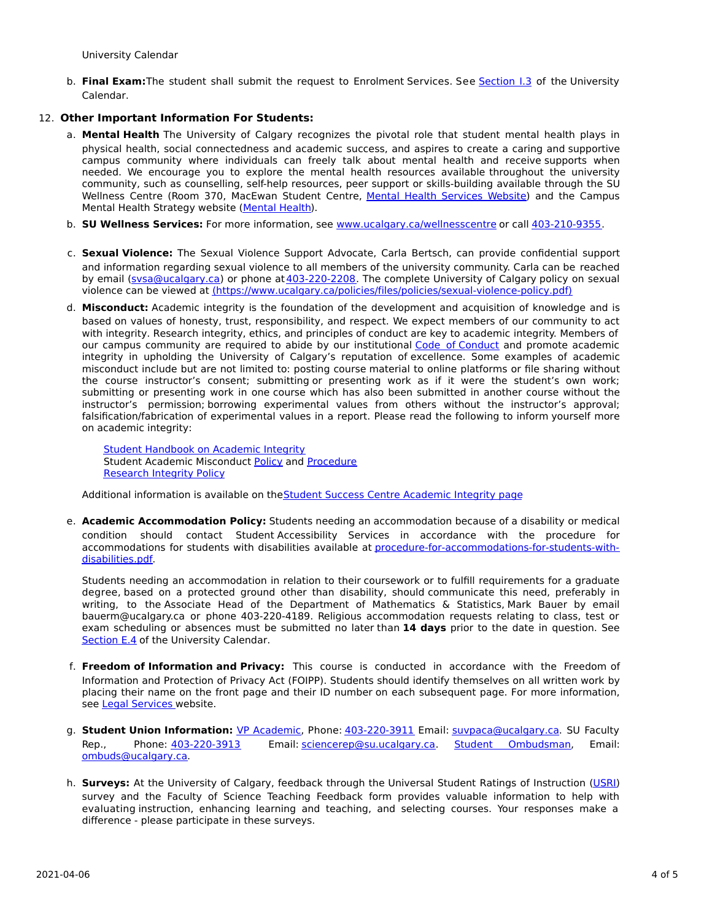University Calendar

b. **Final Exam:** The student shall submit the request to Enrolment Services. See [Section I.3](#) of the University Calendar.

12. **Other Important Information For Students:**

a. **Mental Health** The University of Calgary recognizes the pivotal role that student mental health plays in physical health, social connectedness and academic success, and aspires to create a caring and supportive campus community where individuals can freely talk about mental health and receive supports when needed. We encourage you to explore the mental health resources available throughout the university community, such as counselling, self-help resources, peer support or skills-building available through the SU Wellness Centre (Room 370, MacEwan Student Centre, [Mental Health Services Website](#)) and the Campus Mental Health Strategy website ([Mental Health](#)).

b. **SU Wellness Services:** For more information, see [www.ucalgary.ca/wellnesscentre](#) or call [403-210-9355](#).

c. **Sexual Violence:** The Sexual Violence Support Advocate, Carla Bertsch, can provide confidential support and information regarding sexual violence to all members of the university community. Carla can be reached by email ([svsa@ucalgary.ca](#)) or phone at [403-220-2208](#). The complete University of Calgary policy on sexual violence can be viewed at [(https://www.ucalgary.ca/policies/files/policies/sexual-violence-policy.pdf)](#)

d. **Misconduct:** Academic integrity is the foundation of the development and acquisition of knowledge and is based on values of honesty, trust, responsibility, and respect. We expect members of our community to act with integrity. Research integrity, ethics, and principles of conduct are key to academic integrity. Members of our campus community are required to abide by our institutional [Code of Conduct](#) and promote academic integrity in upholding the University of Calgary's reputation of excellence. Some examples of academic misconduct include but are not limited to: posting course material to online platforms or file sharing without the course instructor's consent; submitting or presenting work as if it were the student's own work; submitting or presenting work in one course which has also been submitted in another course without the instructor's permission; borrowing experimental values from others without the instructor's approval; falsification/fabrication of experimental values in a report. Please read the following to inform yourself more on academic integrity:

[Student Handbook on Academic Integrity](#)
Student Academic Misconduct [Policy](#) and [Procedure](#)
[Research Integrity Policy](#)

Additional information is available on the [Student Success Centre Academic Integrity page](#)

e. **Academic Accommodation Policy:** Students needing an accommodation because of a disability or medical condition should contact Student Accessibility Services in accordance with the procedure for accommodations for students with disabilities available at [procedure-for-accommodations-for-students-with-disabilities.pdf](#).

Students needing an accommodation in relation to their coursework or to fulfill requirements for a graduate degree, based on a protected ground other than disability, should communicate this need, preferably in writing, to the Associate Head of the Department of Mathematics & Statistics, Mark Bauer by email bauerm@ucalgary.ca or phone 403-220-4189. Religious accommodation requests relating to class, test or exam scheduling or absences must be submitted no later than **14 days** prior to the date in question. See [Section E.4](#) of the University Calendar.

f. **Freedom of Information and Privacy:** This course is conducted in accordance with the Freedom of Information and Protection of Privacy Act (FOIPP). Students should identify themselves on all written work by placing their name on the front page and their ID number on each subsequent page. For more information, see [Legal Services](#) website.

g. **Student Union Information:** [VP Academic](#), Phone: [403-220-3911](#) Email: [suvpaca@ucalgary.ca](#). SU Faculty Rep., Phone: [403-220-3913](#) Email: [sciencerep@su.ucalgary.ca](#). [Student Ombudsman](#), Email: [ombuds@ucalgary.ca](#).

h. **Surveys:** At the University of Calgary, feedback through the Universal Student Ratings of Instruction ([USRI](#)) survey and the Faculty of Science Teaching Feedback form provides valuable information to help with evaluating instruction, enhancing learning and teaching, and selecting courses. Your responses make a difference - please participate in these surveys.

2021-04-06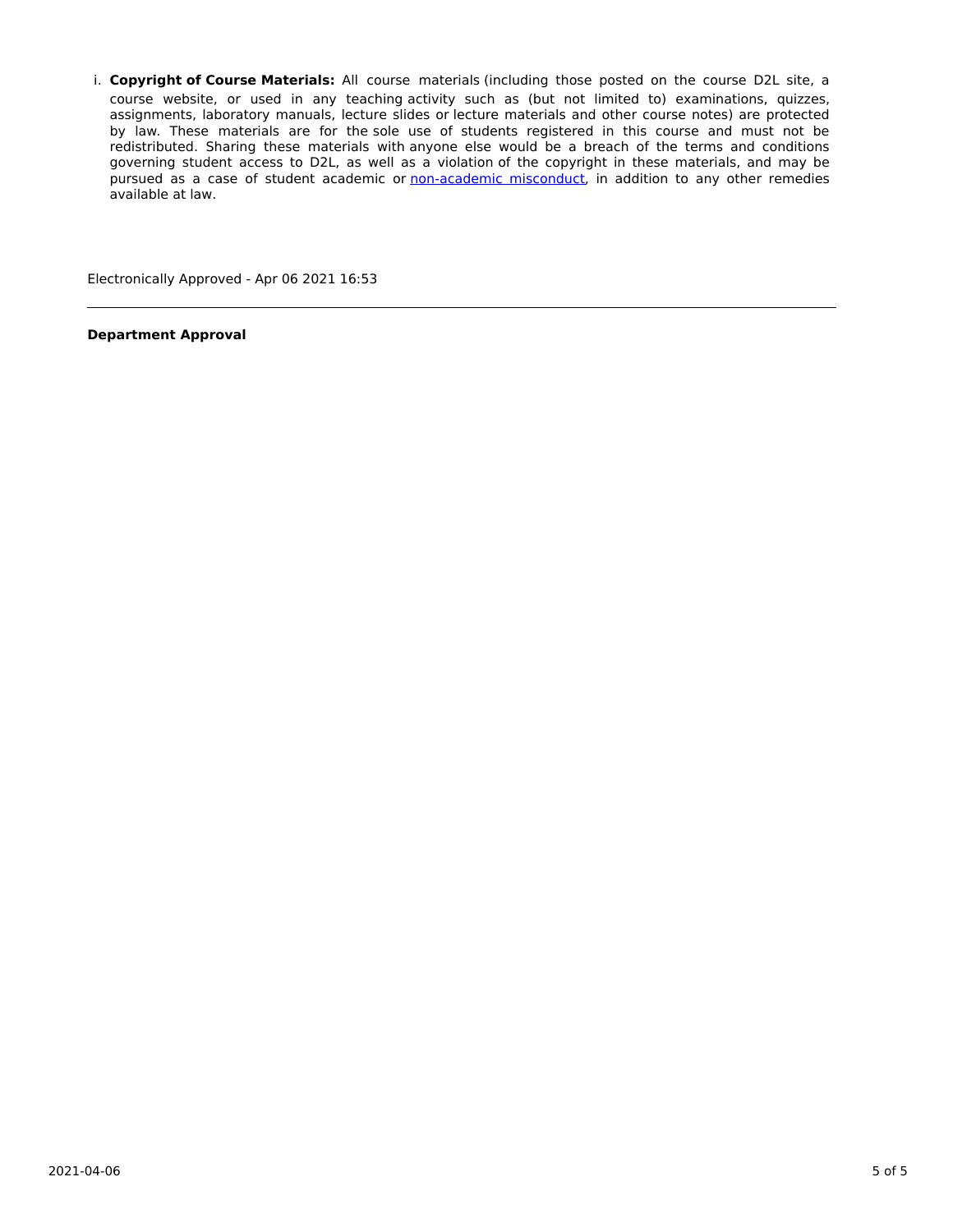i. **Copyright of Course Materials:** All course materials (including those posted on the course D2L site, a course website, or used in any teaching activity such as (but not limited to) examinations, quizzes, assignments, laboratory manuals, lecture slides or lecture materials and other course notes) are protected by law. These materials are for the sole use of students registered in this course and must not be redistributed. Sharing these materials with anyone else would be a breach of the terms and conditions governing student access to D2L, as well as a violation of the copyright in these materials, and may be pursued as a case of student academic or non-academic misconduct, in addition to any other remedies available at law.

Electronically Approved - Apr 06 2021 16:53

---

**Department Approval**